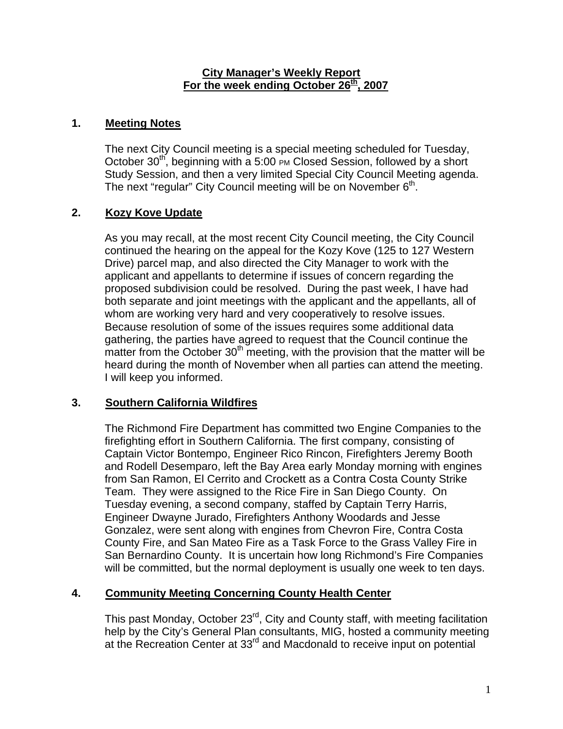# City Manager's Weekly Report
## For the week ending October 26th, 2007

## 1. Meeting Notes

The next City Council meeting is a special meeting scheduled for Tuesday, October 30th, beginning with a 5:00 PM Closed Session, followed by a short Study Session, and then a very limited Special City Council Meeting agenda. The next "regular" City Council meeting will be on November 6th.

## 2. Kozy Kove Update

As you may recall, at the most recent City Council meeting, the City Council continued the hearing on the appeal for the Kozy Kove (125 to 127 Western Drive) parcel map, and also directed the City Manager to work with the applicant and appellants to determine if issues of concern regarding the proposed subdivision could be resolved. During the past week, I have had both separate and joint meetings with the applicant and the appellants, all of whom are working very hard and very cooperatively to resolve issues. Because resolution of some of the issues requires some additional data gathering, the parties have agreed to request that the Council continue the matter from the October 30th meeting, with the provision that the matter will be heard during the month of November when all parties can attend the meeting. I will keep you informed.

## 3. Southern California Wildfires

The Richmond Fire Department has committed two Engine Companies to the firefighting effort in Southern California. The first company, consisting of Captain Victor Bontempo, Engineer Rico Rincon, Firefighters Jeremy Booth and Rodell Desemparo, left the Bay Area early Monday morning with engines from San Ramon, El Cerrito and Crockett as a Contra Costa County Strike Team. They were assigned to the Rice Fire in San Diego County. On Tuesday evening, a second company, staffed by Captain Terry Harris, Engineer Dwayne Jurado, Firefighters Anthony Woodards and Jesse Gonzalez, were sent along with engines from Chevron Fire, Contra Costa County Fire, and San Mateo Fire as a Task Force to the Grass Valley Fire in San Bernardino County. It is uncertain how long Richmond's Fire Companies will be committed, but the normal deployment is usually one week to ten days.

## 4. Community Meeting Concerning County Health Center

This past Monday, October 23rd, City and County staff, with meeting facilitation help by the City's General Plan consultants, MIG, hosted a community meeting at the Recreation Center at 33rd and Macdonald to receive input on potential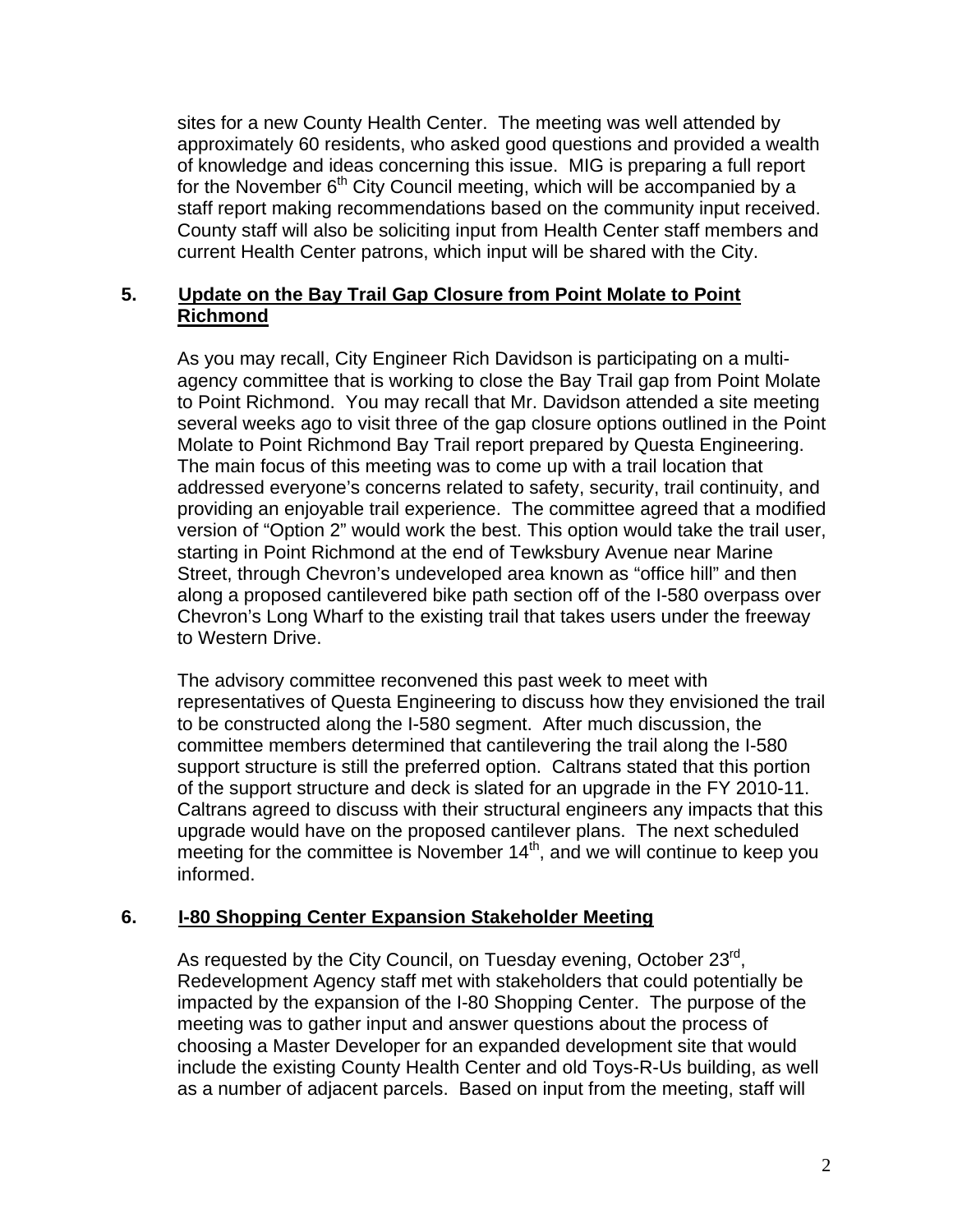sites for a new County Health Center. The meeting was well attended by approximately 60 residents, who asked good questions and provided a wealth of knowledge and ideas concerning this issue. MIG is preparing a full report for the November 6th City Council meeting, which will be accompanied by a staff report making recommendations based on the community input received. County staff will also be soliciting input from Health Center staff members and current Health Center patrons, which input will be shared with the City.

## 5. Update on the Bay Trail Gap Closure from Point Molate to Point Richmond

As you may recall, City Engineer Rich Davidson is participating on a multi-agency committee that is working to close the Bay Trail gap from Point Molate to Point Richmond. You may recall that Mr. Davidson attended a site meeting several weeks ago to visit three of the gap closure options outlined in the Point Molate to Point Richmond Bay Trail report prepared by Questa Engineering. The main focus of this meeting was to come up with a trail location that addressed everyone's concerns related to safety, security, trail continuity, and providing an enjoyable trail experience. The committee agreed that a modified version of "Option 2" would work the best. This option would take the trail user, starting in Point Richmond at the end of Tewksbury Avenue near Marine Street, through Chevron's undeveloped area known as "office hill" and then along a proposed cantilevered bike path section off of the I-580 overpass over Chevron's Long Wharf to the existing trail that takes users under the freeway to Western Drive.

The advisory committee reconvened this past week to meet with representatives of Questa Engineering to discuss how they envisioned the trail to be constructed along the I-580 segment. After much discussion, the committee members determined that cantilevering the trail along the I-580 support structure is still the preferred option. Caltrans stated that this portion of the support structure and deck is slated for an upgrade in the FY 2010-11. Caltrans agreed to discuss with their structural engineers any impacts that this upgrade would have on the proposed cantilever plans. The next scheduled meeting for the committee is November 14th, and we will continue to keep you informed.

## 6. I-80 Shopping Center Expansion Stakeholder Meeting

As requested by the City Council, on Tuesday evening, October 23rd, Redevelopment Agency staff met with stakeholders that could potentially be impacted by the expansion of the I-80 Shopping Center. The purpose of the meeting was to gather input and answer questions about the process of choosing a Master Developer for an expanded development site that would include the existing County Health Center and old Toys-R-Us building, as well as a number of adjacent parcels. Based on input from the meeting, staff will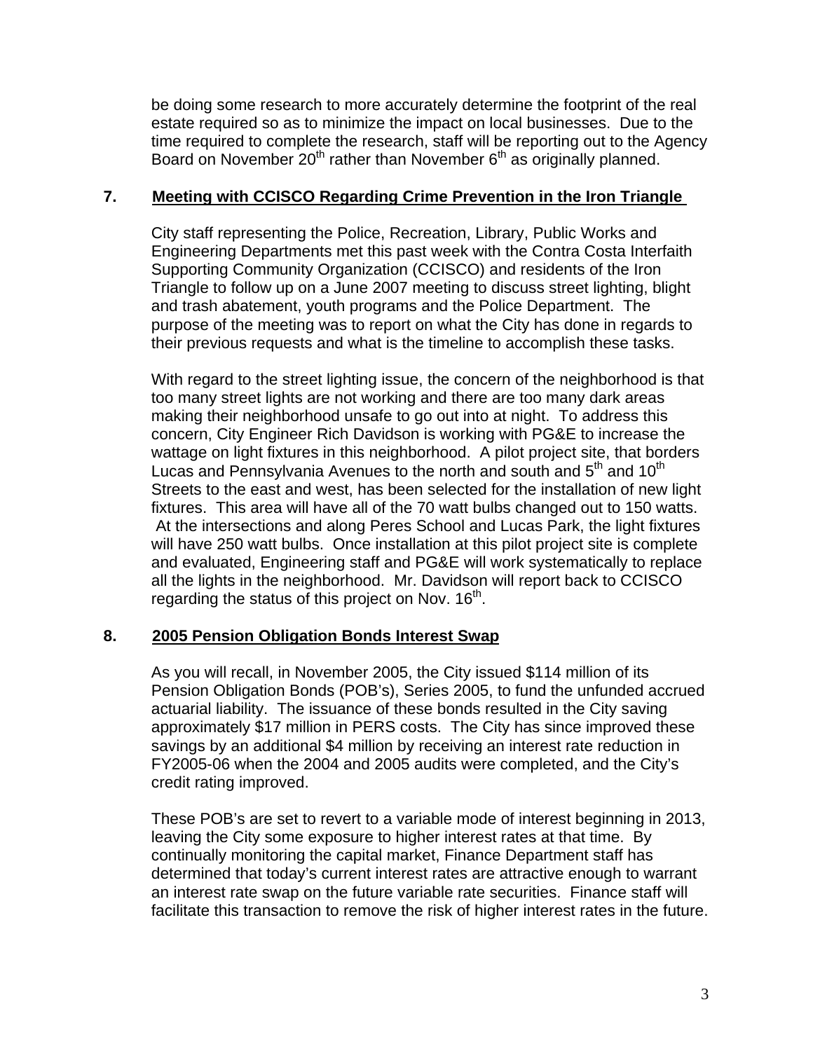be doing some research to more accurately determine the footprint of the real estate required so as to minimize the impact on local businesses. Due to the time required to complete the research, staff will be reporting out to the Agency Board on November 20th rather than November 6th as originally planned.

## 7. Meeting with CCISCO Regarding Crime Prevention in the Iron Triangle

City staff representing the Police, Recreation, Library, Public Works and Engineering Departments met this past week with the Contra Costa Interfaith Supporting Community Organization (CCISCO) and residents of the Iron Triangle to follow up on a June 2007 meeting to discuss street lighting, blight and trash abatement, youth programs and the Police Department. The purpose of the meeting was to report on what the City has done in regards to their previous requests and what is the timeline to accomplish these tasks.

With regard to the street lighting issue, the concern of the neighborhood is that too many street lights are not working and there are too many dark areas making their neighborhood unsafe to go out into at night. To address this concern, City Engineer Rich Davidson is working with PG&E to increase the wattage on light fixtures in this neighborhood. A pilot project site, that borders Lucas and Pennsylvania Avenues to the north and south and 5th and 10th Streets to the east and west, has been selected for the installation of new light fixtures. This area will have all of the 70 watt bulbs changed out to 150 watts. At the intersections and along Peres School and Lucas Park, the light fixtures will have 250 watt bulbs. Once installation at this pilot project site is complete and evaluated, Engineering staff and PG&E will work systematically to replace all the lights in the neighborhood. Mr. Davidson will report back to CCISCO regarding the status of this project on Nov. 16th.

## 8. 2005 Pension Obligation Bonds Interest Swap

As you will recall, in November 2005, the City issued $114 million of its Pension Obligation Bonds (POB's), Series 2005, to fund the unfunded accrued actuarial liability. The issuance of these bonds resulted in the City saving approximately $17 million in PERS costs. The City has since improved these savings by an additional $4 million by receiving an interest rate reduction in FY2005-06 when the 2004 and 2005 audits were completed, and the City's credit rating improved.

These POB's are set to revert to a variable mode of interest beginning in 2013, leaving the City some exposure to higher interest rates at that time. By continually monitoring the capital market, Finance Department staff has determined that today's current interest rates are attractive enough to warrant an interest rate swap on the future variable rate securities. Finance staff will facilitate this transaction to remove the risk of higher interest rates in the future.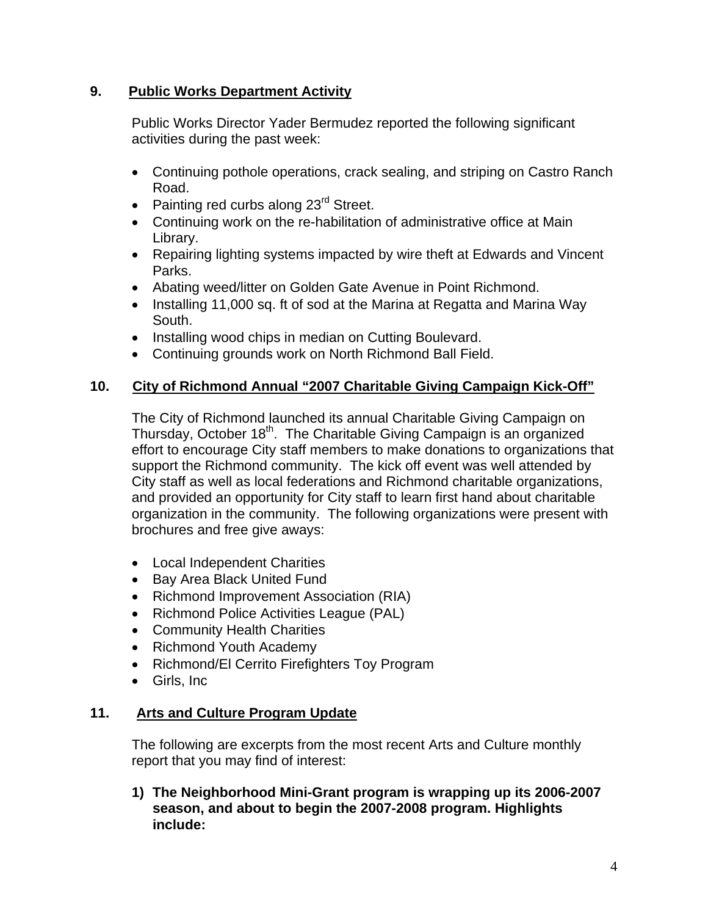## 9. Public Works Department Activity

Public Works Director Yader Bermudez reported the following significant activities during the past week:

- Continuing pothole operations, crack sealing, and striping on Castro Ranch Road.
- Painting red curbs along 23rd Street.
- Continuing work on the re-habilitation of administrative office at Main Library.
- Repairing lighting systems impacted by wire theft at Edwards and Vincent Parks.
- Abating weed/litter on Golden Gate Avenue in Point Richmond.
- Installing 11,000 sq. ft of sod at the Marina at Regatta and Marina Way South.
- Installing wood chips in median on Cutting Boulevard.
- Continuing grounds work on North Richmond Ball Field.

## 10. City of Richmond Annual "2007 Charitable Giving Campaign Kick-Off"

The City of Richmond launched its annual Charitable Giving Campaign on Thursday, October 18th. The Charitable Giving Campaign is an organized effort to encourage City staff members to make donations to organizations that support the Richmond community. The kick off event was well attended by City staff as well as local federations and Richmond charitable organizations, and provided an opportunity for City staff to learn first hand about charitable organization in the community. The following organizations were present with brochures and free give aways:

- Local Independent Charities
- Bay Area Black United Fund
- Richmond Improvement Association (RIA)
- Richmond Police Activities League (PAL)
- Community Health Charities
- Richmond Youth Academy
- Richmond/El Cerrito Firefighters Toy Program
- Girls, Inc

## 11. Arts and Culture Program Update

The following are excerpts from the most recent Arts and Culture monthly report that you may find of interest:

**1) The Neighborhood Mini-Grant program is wrapping up its 2006-2007 season, and about to begin the 2007-2008 program. Highlights include:**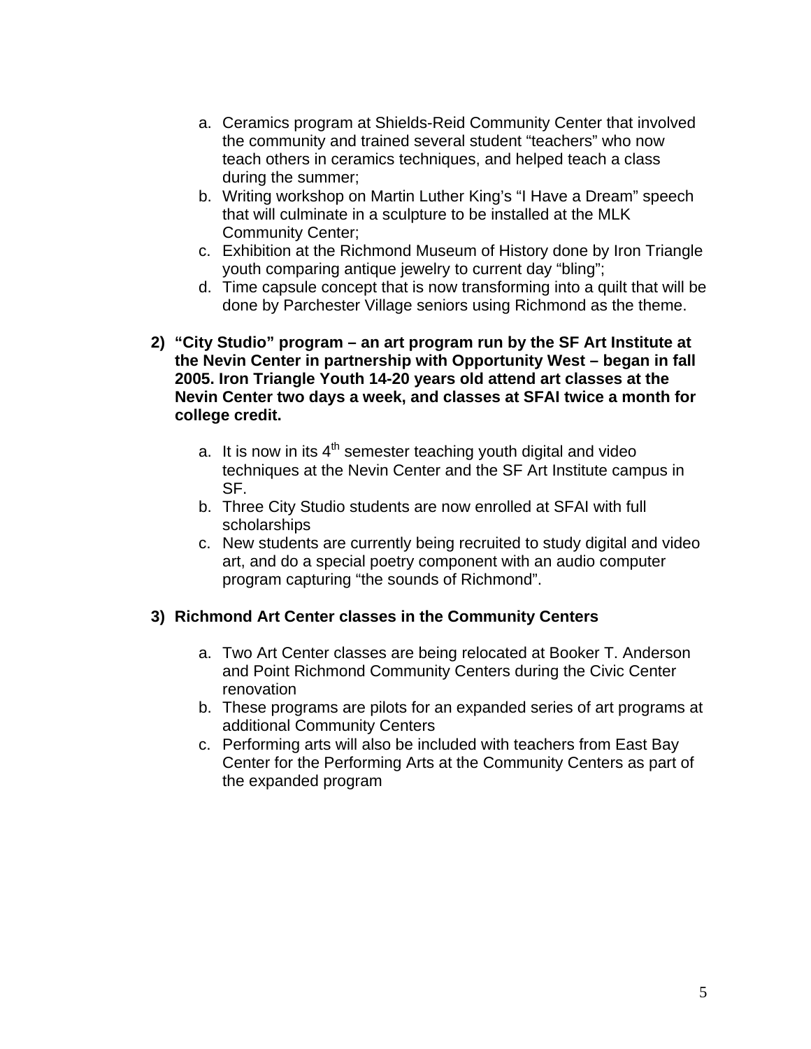a. Ceramics program at Shields-Reid Community Center that involved the community and trained several student "teachers" who now teach others in ceramics techniques, and helped teach a class during the summer;
b. Writing workshop on Martin Luther King's "I Have a Dream" speech that will culminate in a sculpture to be installed at the MLK Community Center;
c. Exhibition at the Richmond Museum of History done by Iron Triangle youth comparing antique jewelry to current day "bling";
d. Time capsule concept that is now transforming into a quilt that will be done by Parchester Village seniors using Richmond as the theme.

**2) "City Studio" program – an art program run by the SF Art Institute at the Nevin Center in partnership with Opportunity West – began in fall 2005. Iron Triangle Youth 14-20 years old attend art classes at the Nevin Center two days a week, and classes at SFAI twice a month for college credit.**

a. It is now in its 4th semester teaching youth digital and video techniques at the Nevin Center and the SF Art Institute campus in SF.
b. Three City Studio students are now enrolled at SFAI with full scholarships
c. New students are currently being recruited to study digital and video art, and do a special poetry component with an audio computer program capturing "the sounds of Richmond".

**3) Richmond Art Center classes in the Community Centers**

a. Two Art Center classes are being relocated at Booker T. Anderson and Point Richmond Community Centers during the Civic Center renovation
b. These programs are pilots for an expanded series of art programs at additional Community Centers
c. Performing arts will also be included with teachers from East Bay Center for the Performing Arts at the Community Centers as part of the expanded program